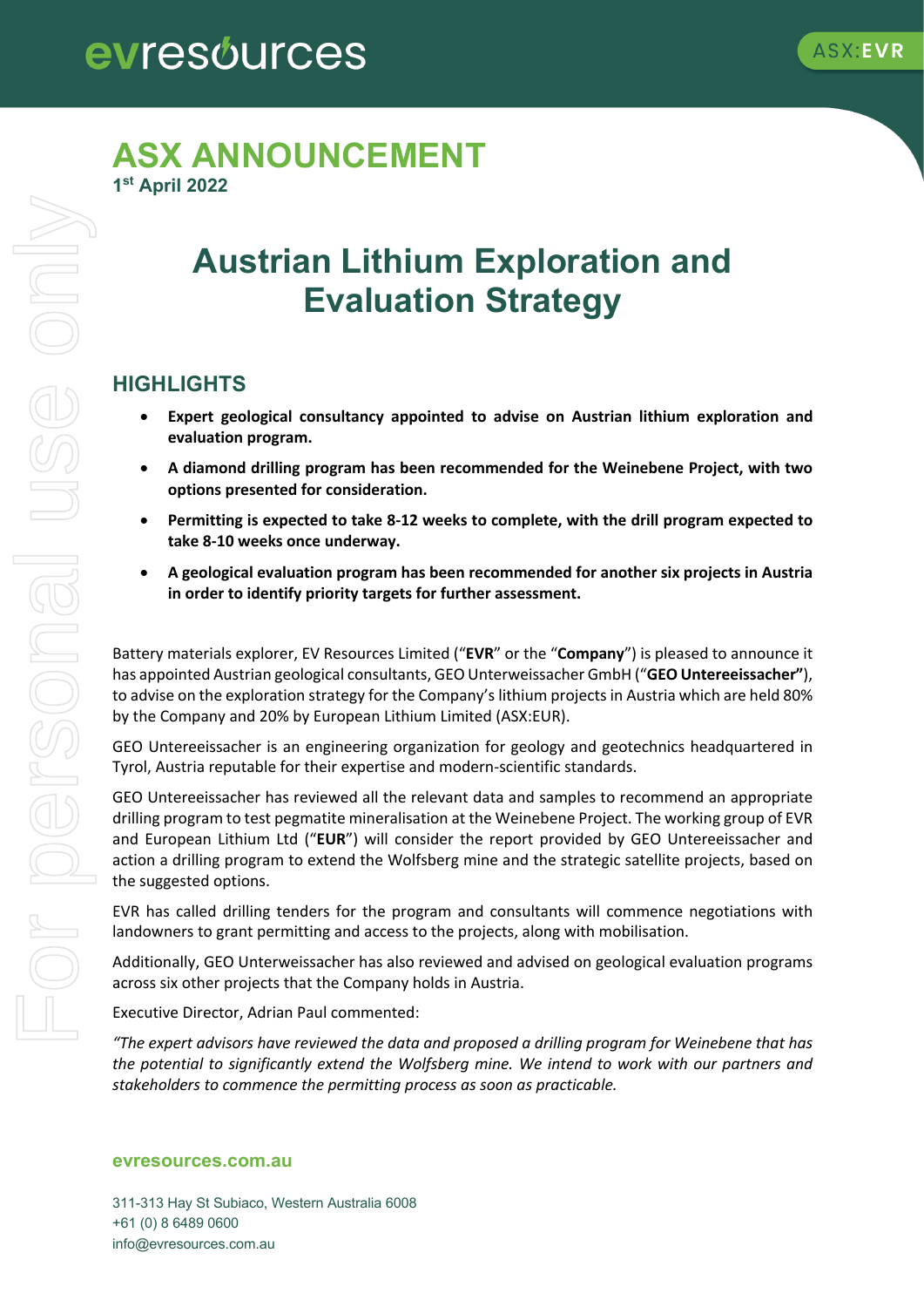# ASX ANNOUNCEMENT

**1st April 2022**

# Austrian Lithium Exploration and Evaluation Strategy

## HIGHLIGHTS

- **Expert geological consultancy appointed to advise on Austrian lithium exploration and evaluation program.**
- **A diamond drilling program has been recommended for the Weinebene Project, with two options presented for consideration.**
- **Permitting is expected to take 8-12 weeks to complete, with the drill program expected to take 8-10 weeks once underway.**
- **A geological evaluation program has been recommended for another six projects in Austria in order to identify priority targets for further assessment.**

Battery materials explorer, EV Resources Limited ("**EVR**" or the "**Company**") is pleased to announce it has appointed Austrian geological consultants, GEO Unterweissacher GmbH ("**GEO Untereeissacher"**), to advise on the exploration strategy for the Company's lithium projects in Austria which are held 80% by the Company and 20% by European Lithium Limited (ASX:EUR).

GEO Untereeissacher is an engineering organization for geology and geotechnics headquartered in Tyrol, Austria reputable for their expertise and modern-scientific standards.

GEO Untereeissacher has reviewed all the relevant data and samples to recommend an appropriate drilling program to test pegmatite mineralisation at the Weinebene Project. The working group of EVR and European Lithium Ltd ("**EUR**") will consider the report provided by GEO Untereeissacher and action a drilling program to extend the Wolfsberg mine and the strategic satellite projects, based on the suggested options.

EVR has called drilling tenders for the program and consultants will commence negotiations with landowners to grant permitting and access to the projects, along with mobilisation.

Additionally, GEO Unterweissacher has also reviewed and advised on geological evaluation programs across six other projects that the Company holds in Austria.

Executive Director, Adrian Paul commented:

*"The expert advisors have reviewed the data and proposed a drilling program for Weinebene that has the potential to significantly extend the Wolfsberg mine. We intend to work with our partners and stakeholders to commence the permitting process as soon as practicable.*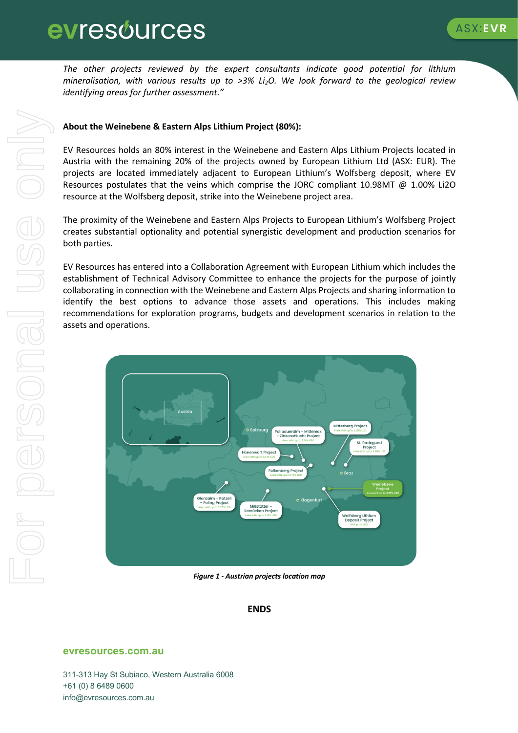*The other projects reviewed by the expert consultants indicate good potential for lithium mineralisation, with various results up to >3% $Li_2O$. We look forward to the geological review identifying areas for further assessment."*

**About the Weinebene & Eastern Alps Lithium Project (80%):**

EV Resources holds an 80% interest in the Weinebene and Eastern Alps Lithium Projects located in Austria with the remaining 20% of the projects owned by European Lithium Ltd (ASX: EUR). The projects are located immediately adjacent to European Lithium's Wolfsberg deposit, where EV Resources postulates that the veins which comprise the JORC compliant 10.98MT @ 1.00% Li2O resource at the Wolfsberg deposit, strike into the Weinebene project area.

The proximity of the Weinebene and Eastern Alps Projects to European Lithium's Wolfsberg Project creates substantial optionality and potential synergistic development and production scenarios for both parties.

EV Resources has entered into a Collaboration Agreement with European Lithium which includes the establishment of Technical Advisory Committee to enhance the projects for the purpose of jointly collaborating in connection with the Weinebene and Eastern Alps Projects and sharing information to identify the best options to advance those assets and operations. This includes making recommendations for exploration programs, budgets and development scenarios in relation to the assets and operations.

*Figure 1 - Austrian projects location map*

**ENDS**

**evresources.com.au**

311-313 Hay St Subiaco, Western Australia 6008
+61 (0) 8 6489 0600
info@evresources.com.au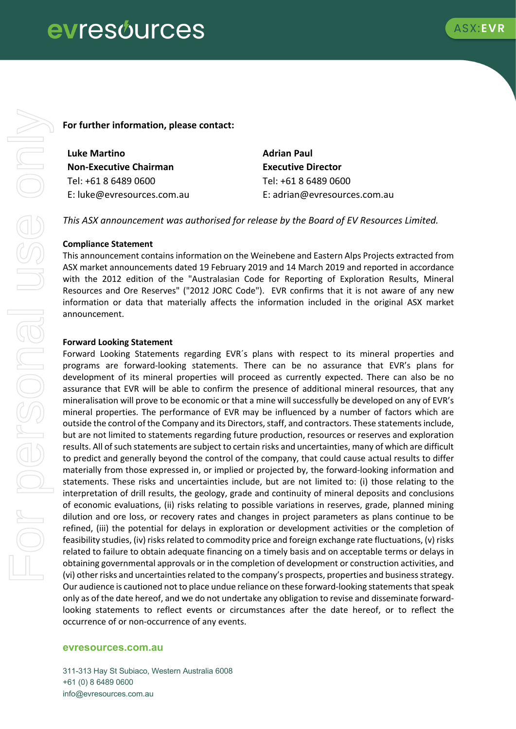**For further information, please contact:**

| | |
|---|---|
| **Luke Martino** | **Adrian Paul** |
| **Non-Executive Chairman** | **Executive Director** |
| Tel: +61 8 6489 0600 | Tel: +61 8 6489 0600 |
| E: luke@evresources.com.au | E: adrian@evresources.com.au |

*This ASX announcement was authorised for release by the Board of EV Resources Limited.*

**Compliance Statement**

This announcement contains information on the Weinebene and Eastern Alps Projects extracted from ASX market announcements dated 19 February 2019 and 14 March 2019 and reported in accordance with the 2012 edition of the "Australasian Code for Reporting of Exploration Results, Mineral Resources and Ore Reserves" ("2012 JORC Code"). EVR confirms that it is not aware of any new information or data that materially affects the information included in the original ASX market announcement.

**Forward Looking Statement**

Forward Looking Statements regarding EVR´s plans with respect to its mineral properties and programs are forward-looking statements. There can be no assurance that EVR's plans for development of its mineral properties will proceed as currently expected. There can also be no assurance that EVR will be able to confirm the presence of additional mineral resources, that any mineralisation will prove to be economic or that a mine will successfully be developed on any of EVR's mineral properties. The performance of EVR may be influenced by a number of factors which are outside the control of the Company and its Directors, staff, and contractors. These statements include, but are not limited to statements regarding future production, resources or reserves and exploration results. All of such statements are subject to certain risks and uncertainties, many of which are difficult to predict and generally beyond the control of the company, that could cause actual results to differ materially from those expressed in, or implied or projected by, the forward-looking information and statements. These risks and uncertainties include, but are not limited to: (i) those relating to the interpretation of drill results, the geology, grade and continuity of mineral deposits and conclusions of economic evaluations, (ii) risks relating to possible variations in reserves, grade, planned mining dilution and ore loss, or recovery rates and changes in project parameters as plans continue to be refined, (iii) the potential for delays in exploration or development activities or the completion of feasibility studies, (iv) risks related to commodity price and foreign exchange rate fluctuations, (v) risks related to failure to obtain adequate financing on a timely basis and on acceptable terms or delays in obtaining governmental approvals or in the completion of development or construction activities, and (vi) other risks and uncertainties related to the company's prospects, properties and business strategy. Our audience is cautioned not to place undue reliance on these forward-looking statements that speak only as of the date hereof, and we do not undertake any obligation to revise and disseminate forward-looking statements to reflect events or circumstances after the date hereof, or to reflect the occurrence of or non-occurrence of any events.

**evresources.com.au**

311-313 Hay St Subiaco, Western Australia 6008
+61 (0) 8 6489 0600
info@evresources.com.au